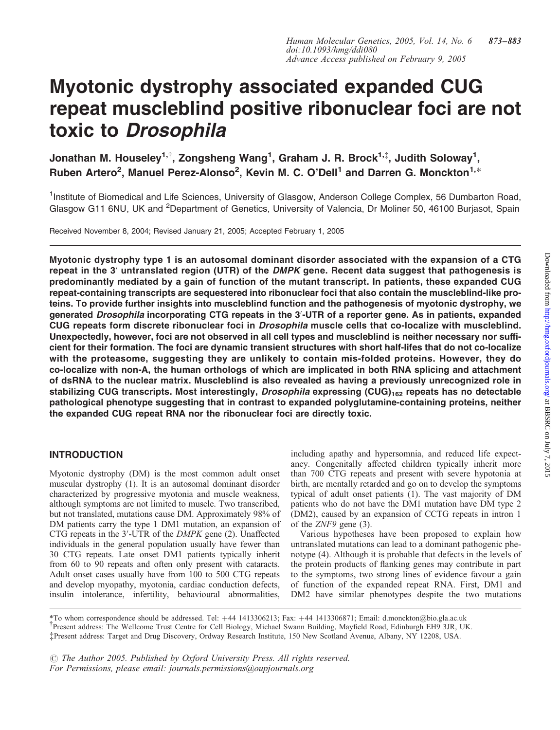# Myotonic dystrophy associated expanded CUG repeat muscleblind positive ribonuclear foci are not toxic to *Drosophila*

**Jonathan M. Houseley[1,†], Zongsheng Wang[1], Graham J. R. Brock[1,‡], Judith Soloway[1], Ruben Artero[2], Manuel Perez-Alonso[2], Kevin M. C. O'Dell[1] and Darren G. Monckton[1,*]**

[1]Institute of Biomedical and Life Sciences, University of Glasgow, Anderson College Complex, 56 Dumbarton Road, Glasgow G11 6NU, UK and [2]Department of Genetics, University of Valencia, Dr Moliner 50, 46100 Burjasot, Spain

Received November 8, 2004; Revised January 21, 2005; Accepted February 1, 2005

**Myotonic dystrophy type 1 is an autosomal dominant disorder associated with the expansion of a CTG repeat in the 3′ untranslated region (UTR) of the *DMPK* gene. Recent data suggest that pathogenesis is predominantly mediated by a gain of function of the mutant transcript. In patients, these expanded CUG repeat-containing transcripts are sequestered into ribonuclear foci that also contain the muscleblind-like proteins. To provide further insights into muscleblind function and the pathogenesis of myotonic dystrophy, we generated *Drosophila* incorporating CTG repeats in the 3′-UTR of a reporter gene. As in patients, expanded CUG repeats form discrete ribonuclear foci in *Drosophila* muscle cells that co-localize with muscleblind. Unexpectedly, however, foci are not observed in all cell types and muscleblind is neither necessary nor sufficient for their formation. The foci are dynamic transient structures with short half-lifes that do not co-localize with the proteasome, suggesting they are unlikely to contain mis-folded proteins. However, they do co-localize with non-A, the human orthologs of which are implicated in both RNA splicing and attachment of dsRNA to the nuclear matrix. Muscleblind is also revealed as having a previously unrecognized role in stabilizing CUG transcripts. Most interestingly, *Drosophila* expressing $(CUG)_{162}$ repeats has no detectable pathological phenotype suggesting that in contrast to expanded polyglutamine-containing proteins, neither the expanded CUG repeat RNA nor the ribonuclear foci are directly toxic.**

## INTRODUCTION

Myotonic dystrophy (DM) is the most common adult onset muscular dystrophy (1). It is an autosomal dominant disorder characterized by progressive myotonia and muscle weakness, although symptoms are not limited to muscle. Two transcribed, but not translated, mutations cause DM. Approximately 98% of DM patients carry the type 1 DM1 mutation, an expansion of CTG repeats in the 3′-UTR of the *DMPK* gene (2). Unaffected individuals in the general population usually have fewer than 30 CTG repeats. Late onset DM1 patients typically inherit from 60 to 90 repeats and often only present with cataracts. Adult onset cases usually have from 100 to 500 CTG repeats and develop myopathy, myotonia, cardiac conduction defects, insulin intolerance, infertility, behavioural abnormalities, including apathy and hypersomnia, and reduced life expectancy. Congenitally affected children typically inherit more than 700 CTG repeats and present with severe hypotonia at birth, are mentally retarded and go on to develop the symptoms typical of adult onset patients (1). The vast majority of DM patients who do not have the DM1 mutation have DM type 2 (DM2), caused by an expansion of CCTG repeats in intron 1 of the *ZNF9* gene (3).

Various hypotheses have been proposed to explain how untranslated mutations can lead to a dominant pathogenic phenotype (4). Although it is probable that defects in the levels of the protein products of flanking genes may contribute in part to the symptoms, two strong lines of evidence favour a gain of function of the expanded repeat RNA. First, DM1 and DM2 have similar phenotypes despite the two mutations

*To whom correspondence should be addressed. Tel: +44 1413306213; Fax: +44 1413306871; Email: d.monckton@bio.gla.ac.uk
†Present address: The Wellcome Trust Centre for Cell Biology, Michael Swann Building, Mayfield Road, Edinburgh EH9 3JR, UK.
‡Present address: Target and Drug Discovery, Ordway Research Institute, 150 New Scotland Avenue, Albany, NY 12208, USA.

© The Author 2005. Published by Oxford University Press. All rights reserved.
For Permissions, please email: journals.permissions@oupjournals.org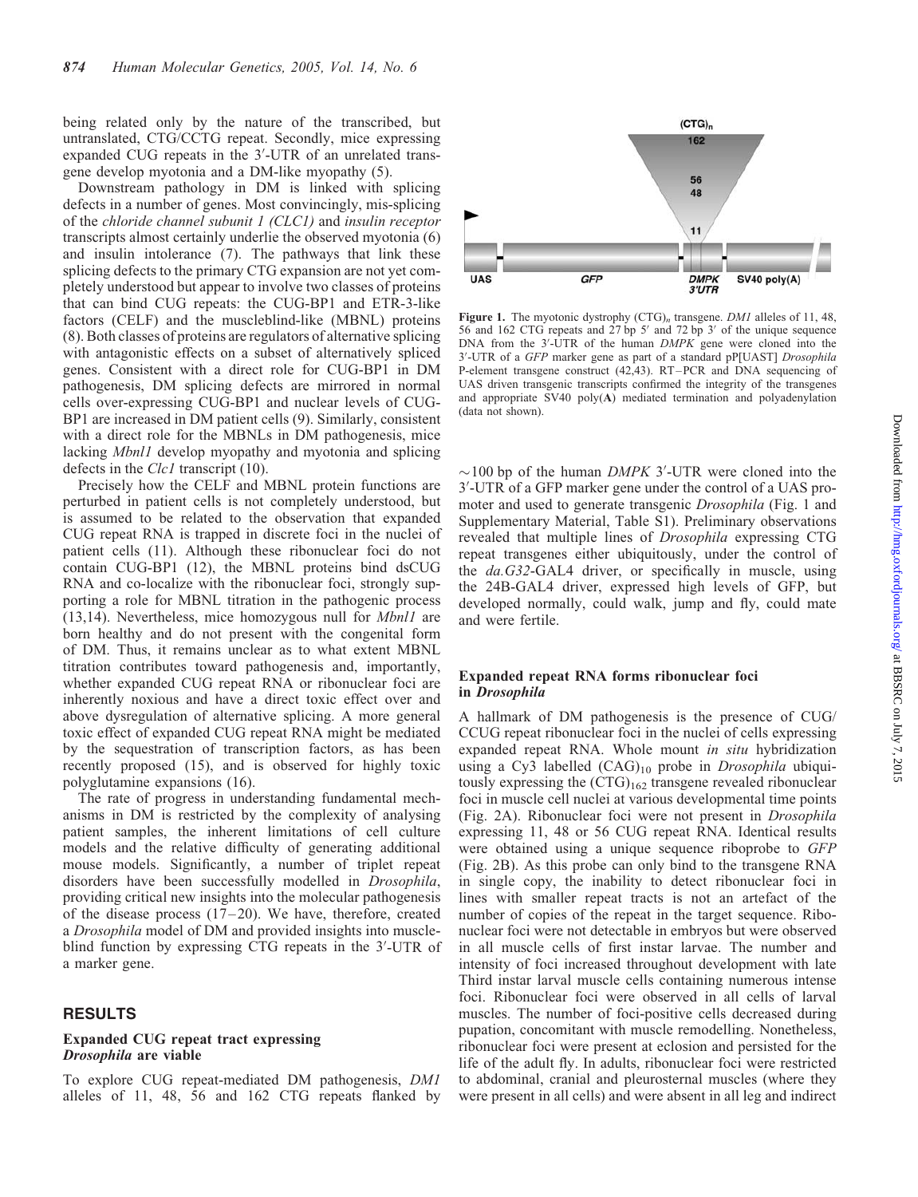being related only by the nature of the transcribed, but untranslated, CTG/CCTG repeat. Secondly, mice expressing expanded CUG repeats in the 3′-UTR of an unrelated transgene develop myotonia and a DM-like myopathy (5).

Downstream pathology in DM is linked with splicing defects in a number of genes. Most convincingly, mis-splicing of the *chloride channel subunit 1 (CLC1)* and *insulin receptor* transcripts almost certainly underlie the observed myotonia (6) and insulin intolerance (7). The pathways that link these splicing defects to the primary CTG expansion are not yet completely understood but appear to involve two classes of proteins that can bind CUG repeats: the CUG-BP1 and ETR-3-like factors (CELF) and the muscleblind-like (MBNL) proteins (8). Both classes of proteins are regulators of alternative splicing with antagonistic effects on a subset of alternatively spliced genes. Consistent with a direct role for CUG-BP1 in DM pathogenesis, DM splicing defects are mirrored in normal cells over-expressing CUG-BP1 and nuclear levels of CUG-BP1 are increased in DM patient cells (9). Similarly, consistent with a direct role for the MBNLs in DM pathogenesis, mice lacking *Mbnl1* develop myopathy and myotonia and splicing defects in the *Clc1* transcript (10).

Precisely how the CELF and MBNL protein functions are perturbed in patient cells is not completely understood, but is assumed to be related to the observation that expanded CUG repeat RNA is trapped in discrete foci in the nuclei of patient cells (11). Although these ribonuclear foci do not contain CUG-BP1 (12), the MBNL proteins bind dsCUG RNA and co-localize with the ribonuclear foci, strongly supporting a role for MBNL titration in the pathogenic process (13,14). Nevertheless, mice homozygous null for *Mbnl1* are born healthy and do not present with the congenital form of DM. Thus, it remains unclear as to what extent MBNL titration contributes toward pathogenesis and, importantly, whether expanded CUG repeat RNA or ribonuclear foci are inherently noxious and have a direct toxic effect over and above dysregulation of alternative splicing. A more general toxic effect of expanded CUG repeat RNA might be mediated by the sequestration of transcription factors, as has been recently proposed (15), and is observed for highly toxic polyglutamine expansions (16).

The rate of progress in understanding fundamental mechanisms in DM is restricted by the complexity of analysing patient samples, the inherent limitations of cell culture models and the relative difficulty of generating additional mouse models. Significantly, a number of triplet repeat disorders have been successfully modelled in *Drosophila*, providing critical new insights into the molecular pathogenesis of the disease process (17–20). We have, therefore, created a *Drosophila* model of DM and provided insights into muscleblind function by expressing CTG repeats in the 3′-UTR of a marker gene.

## RESULTS

### Expanded CUG repeat tract expressing *Drosophila* are viable

To explore CUG repeat-mediated DM pathogenesis, *DM1* alleles of 11, 48, 56 and 162 CTG repeats flanked by ~100 bp of the human *DMPK* 3′-UTR were cloned into the 3′-UTR of a GFP marker gene under the control of a UAS promoter and used to generate transgenic *Drosophila* (Fig. 1 and Supplementary Material, Table S1). Preliminary observations revealed that multiple lines of *Drosophila* expressing CTG repeat transgenes either ubiquitously, under the control of the *da.G32*-GAL4 driver, or specifically in muscle, using the 24B-GAL4 driver, expressed high levels of GFP, but developed normally, could walk, jump and fly, could mate and were fertile.

**Figure 1.** The myotonic dystrophy $(CTG)_n$ transgene. *DM1* alleles of 11, 48, 56 and 162 CTG repeats and 27 bp 5′ and 72 bp 3′ of the unique sequence DNA from the 3′-UTR of the human *DMPK* gene were cloned into the 3′-UTR of a *GFP* marker gene as part of a standard pP[UAST] *Drosophila* P-element transgene construct (42,43). RT–PCR and DNA sequencing of UAS driven transgenic transcripts confirmed the integrity of the transgenes and appropriate SV40 poly(**A**) mediated termination and polyadenylation (data not shown).

### Expanded repeat RNA forms ribonuclear foci in *Drosophila*

A hallmark of DM pathogenesis is the presence of CUG/CCUG repeat ribonuclear foci in the nuclei of cells expressing expanded repeat RNA. Whole mount *in situ* hybridization using a Cy3 labelled $(CAG)_{10}$ probe in *Drosophila* ubiquitously expressing the $(CTG)_{162}$ transgene revealed ribonuclear foci in muscle cell nuclei at various developmental time points (Fig. 2A). Ribonuclear foci were not present in *Drosophila* expressing 11, 48 or 56 CUG repeat RNA. Identical results were obtained using a unique sequence riboprobe to *GFP* (Fig. 2B). As this probe can only bind to the transgene RNA in single copy, the inability to detect ribonuclear foci in lines with smaller repeat tracts is not an artefact of the number of copies of the repeat in the target sequence. Ribonuclear foci were not detectable in embryos but were observed in all muscle cells of first instar larvae. The number and intensity of foci increased throughout development with late Third instar larval muscle cells containing numerous intense foci. Ribonuclear foci were observed in all cells of larval muscles. The number of foci-positive cells decreased during pupation, concomitant with muscle remodelling. Nonetheless, ribonuclear foci were present at eclosion and persisted for the life of the adult fly. In adults, ribonuclear foci were restricted to abdominal, cranial and pleurosternal muscles (where they were present in all cells) and were absent in all leg and indirect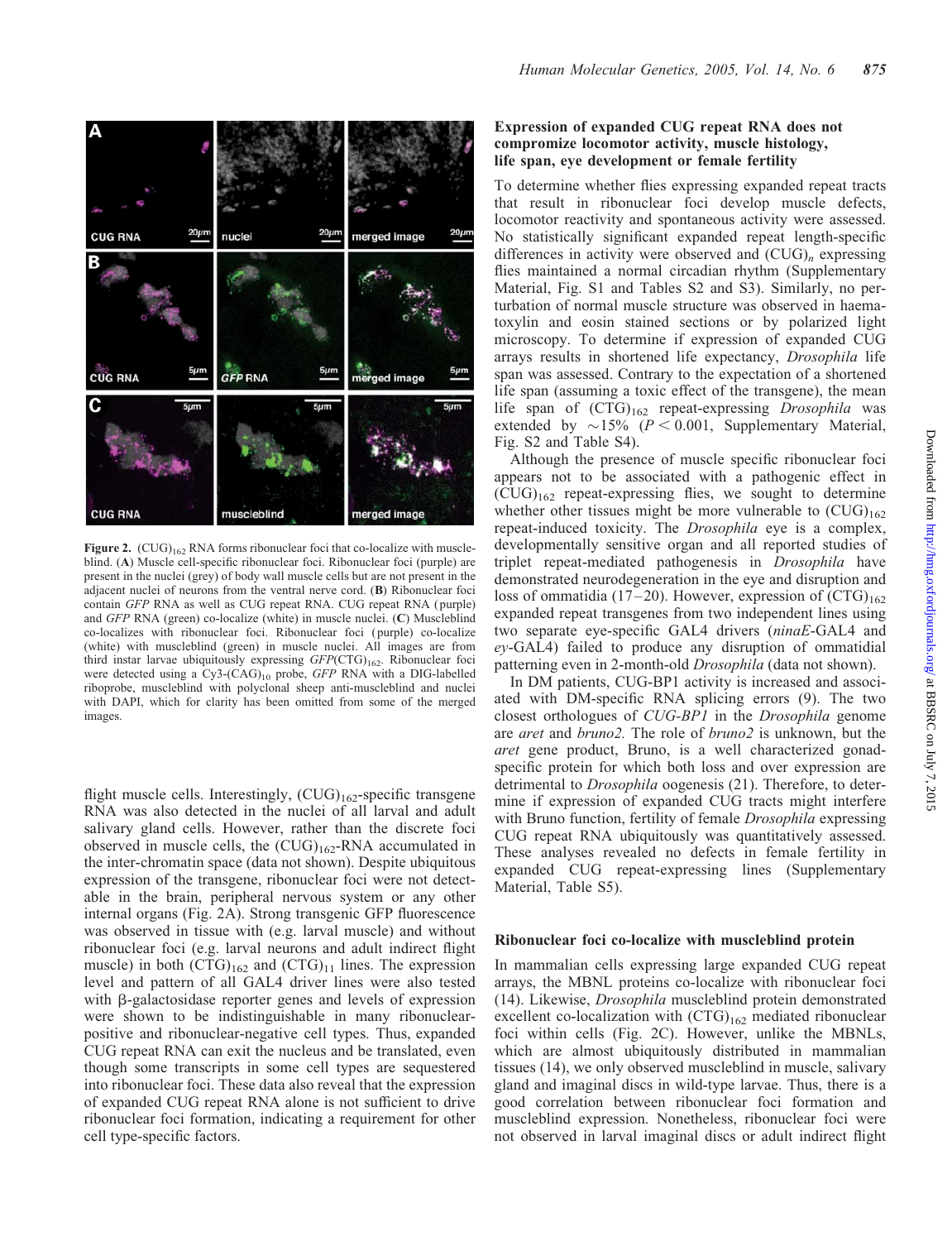**Figure 2.** $(CUG)_{162}$ RNA forms ribonuclear foci that co-localize with muscleblind. (**A**) Muscle cell-specific ribonuclear foci. Ribonuclear foci (purple) are present in the nuclei (grey) of body wall muscle cells but are not present in the adjacent nuclei of neurons from the ventral nerve cord. (**B**) Ribonuclear foci contain *GFP* RNA as well as CUG repeat RNA. CUG repeat RNA (purple) and *GFP* RNA (green) co-localize (white) in muscle nuclei. (**C**) Muscleblind co-localizes with ribonuclear foci. Ribonuclear foci (purple) co-localize (white) with muscleblind (green) in muscle nuclei. All images are from third instar larvae ubiquitously expressing $GFP(CTG)_{162}$. Ribonuclear foci were detected using a Cy3-$(CAG)_{10}$ probe, *GFP* RNA with a DIG-labelled riboprobe, muscleblind with polyclonal sheep anti-muscleblind and nuclei with DAPI, which for clarity has been omitted from some of the merged images.

flight muscle cells. Interestingly, $(CUG)_{162}$-specific transgene RNA was also detected in the nuclei of all larval and adult salivary gland cells. However, rather than the discrete foci observed in muscle cells, the $(CUG)_{162}$-RNA accumulated in the inter-chromatin space (data not shown). Despite ubiquitous expression of the transgene, ribonuclear foci were not detectable in the brain, peripheral nervous system or any other internal organs (Fig. 2A). Strong transgenic GFP fluorescence was observed in tissue with (e.g. larval muscle) and without ribonuclear foci (e.g. larval neurons and adult indirect flight muscle) in both $(CTG)_{162}$ and $(CTG)_{11}$ lines. The expression level and pattern of all GAL4 driver lines were also tested with β-galactosidase reporter genes and levels of expression were shown to be indistinguishable in many ribonuclear-positive and ribonuclear-negative cell types. Thus, expanded CUG repeat RNA can exit the nucleus and be translated, even though some transcripts in some cell types are sequestered into ribonuclear foci. These data also reveal that the expression of expanded CUG repeat RNA alone is not sufficient to drive ribonuclear foci formation, indicating a requirement for other cell type-specific factors.

### Expression of expanded CUG repeat RNA does not compromize locomotor activity, muscle histology, life span, eye development or female fertility

To determine whether flies expressing expanded repeat tracts that result in ribonuclear foci develop muscle defects, locomotor reactivity and spontaneous activity were assessed. No statistically significant expanded repeat length-specific differences in activity were observed and $(CUG)_n$ expressing flies maintained a normal circadian rhythm (Supplementary Material, Fig. S1 and Tables S2 and S3). Similarly, no perturbation of normal muscle structure was observed in haematoxylin and eosin stained sections or by polarized light microscopy. To determine if expression of expanded CUG arrays results in shortened life expectancy, *Drosophila* life span was assessed. Contrary to the expectation of a shortened life span (assuming a toxic effect of the transgene), the mean life span of $(CTG)_{162}$ repeat-expressing *Drosophila* was extended by ~15% ($P < 0.001$, Supplementary Material, Fig. S2 and Table S4).

Although the presence of muscle specific ribonuclear foci appears not to be associated with a pathogenic effect in $(CUG)_{162}$ repeat-expressing flies, we sought to determine whether other tissues might be more vulnerable to $(CUG)_{162}$ repeat-induced toxicity. The *Drosophila* eye is a complex, developmentally sensitive organ and all reported studies of triplet repeat-mediated pathogenesis in *Drosophila* have demonstrated neurodegeneration in the eye and disruption and loss of ommatidia (17–20). However, expression of $(CTG)_{162}$ expanded repeat transgenes from two independent lines using two separate eye-specific GAL4 drivers (*ninaE*-GAL4 and *ey*-GAL4) failed to produce any disruption of ommatidial patterning even in 2-month-old *Drosophila* (data not shown).

In DM patients, CUG-BP1 activity is increased and associated with DM-specific RNA splicing errors (9). The two closest orthologues of *CUG-BP1* in the *Drosophila* genome are *aret* and *bruno2.* The role of *bruno2* is unknown, but the *aret* gene product, Bruno, is a well characterized gonad-specific protein for which both loss and over expression are detrimental to *Drosophila* oogenesis (21). Therefore, to determine if expression of expanded CUG tracts might interfere with Bruno function, fertility of female *Drosophila* expressing CUG repeat RNA ubiquitously was quantitatively assessed. These analyses revealed no defects in female fertility in expanded CUG repeat-expressing lines (Supplementary Material, Table S5).

### Ribonuclear foci co-localize with muscleblind protein

In mammalian cells expressing large expanded CUG repeat arrays, the MBNL proteins co-localize with ribonuclear foci (14). Likewise, *Drosophila* muscleblind protein demonstrated excellent co-localization with $(CTG)_{162}$ mediated ribonuclear foci within cells (Fig. 2C). However, unlike the MBNLs, which are almost ubiquitously distributed in mammalian tissues (14), we only observed muscleblind in muscle, salivary gland and imaginal discs in wild-type larvae. Thus, there is a good correlation between ribonuclear foci formation and muscleblind expression. Nonetheless, ribonuclear foci were not observed in larval imaginal discs or adult indirect flight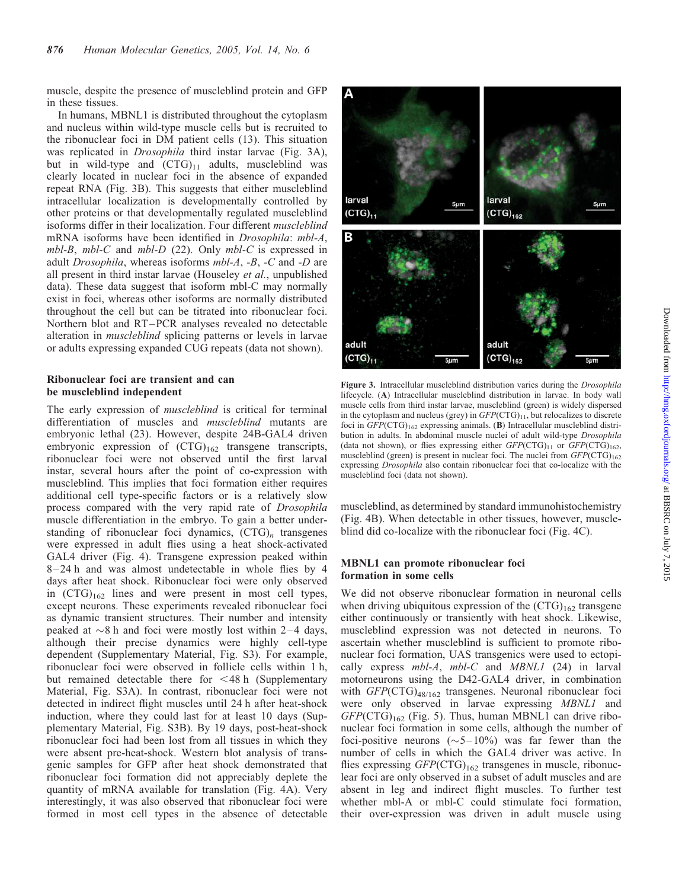muscle, despite the presence of muscleblind protein and GFP in these tissues.

In humans, MBNL1 is distributed throughout the cytoplasm and nucleus within wild-type muscle cells but is recruited to the ribonuclear foci in DM patient cells (13). This situation was replicated in *Drosophila* third instar larvae (Fig. 3A), but in wild-type and $(CTG)_{11}$ adults, muscleblind was clearly located in nuclear foci in the absence of expanded repeat RNA (Fig. 3B). This suggests that either muscleblind intracellular localization is developmentally controlled by other proteins or that developmentally regulated muscleblind isoforms differ in their localization. Four different *muscleblind* mRNA isoforms have been identified in *Drosophila*: *mbl-A*, *mbl-B*, *mbl-C* and *mbl-D* (22). Only *mbl-C* is expressed in adult *Drosophila*, whereas isoforms *mbl-A*, *-B*, *-C* and *-D* are all present in third instar larvae (Houseley *et al.*, unpublished data). These data suggest that isoform mbl-C may normally exist in foci, whereas other isoforms are normally distributed throughout the cell but can be titrated into ribonuclear foci. Northern blot and RT–PCR analyses revealed no detectable alteration in *muscleblind* splicing patterns or levels in larvae or adults expressing expanded CUG repeats (data not shown).

### Ribonuclear foci are transient and can be muscleblind independent

The early expression of *muscleblind* is critical for terminal differentiation of muscles and *muscleblind* mutants are embryonic lethal (23). However, despite 24B-GAL4 driven embryonic expression of $(CTG)_{162}$ transgene transcripts, ribonuclear foci were not observed until the first larval instar, several hours after the point of co-expression with muscleblind. This implies that foci formation either requires additional cell type-specific factors or is a relatively slow process compared with the very rapid rate of *Drosophila* muscle differentiation in the embryo. To gain a better understanding of ribonuclear foci dynamics, $(CTG)_n$ transgenes were expressed in adult flies using a heat shock-activated GAL4 driver (Fig. 4). Transgene expression peaked within 8–24 h and was almost undetectable in whole flies by 4 days after heat shock. Ribonuclear foci were only observed in $(CTG)_{162}$ lines and were present in most cell types, except neurons. These experiments revealed ribonuclear foci as dynamic transient structures. Their number and intensity peaked at ~8 h and foci were mostly lost within 2–4 days, although their precise dynamics were highly cell-type dependent (Supplementary Material, Fig. S3). For example, ribonuclear foci were observed in follicle cells within 1 h, but remained detectable there for <48 h (Supplementary Material, Fig. S3A). In contrast, ribonuclear foci were not detected in indirect flight muscles until 24 h after heat-shock induction, where they could last for at least 10 days (Supplementary Material, Fig. S3B). By 19 days, post-heat-shock ribonuclear foci had been lost from all tissues in which they were absent pre-heat-shock. Western blot analysis of transgenic samples for GFP after heat shock demonstrated that ribonuclear foci formation did not appreciably deplete the quantity of mRNA available for translation (Fig. 4A). Very interestingly, it was also observed that ribonuclear foci were formed in most cell types in the absence of detectable

**Figure 3.** Intracellular muscleblind distribution varies during the *Drosophila* lifecycle. (**A**) Intracellular muscleblind distribution in larvae. In body wall muscle cells from third instar larvae, muscleblind (green) is widely dispersed in the cytoplasm and nucleus (grey) in *GFP*$(CTG)_{11}$, but relocalizes to discrete foci in *GFP*$(CTG)_{162}$ expressing animals. (**B**) Intracellular muscleblind distribution in adults. In abdominal muscle nuclei of adult wild-type *Drosophila* (data not shown), or flies expressing either *GFP*$(CTG)_{11}$ or *GFP*$(CTG)_{162}$, muscleblind (green) is present in nuclear foci. The nuclei from *GFP*$(CTG)_{162}$ expressing *Drosophila* also contain ribonuclear foci that co-localize with the muscleblind foci (data not shown).

muscleblind, as determined by standard immunohistochemistry (Fig. 4B). When detectable in other tissues, however, muscleblind did co-localize with the ribonuclear foci (Fig. 4C).

### MBNL1 can promote ribonuclear foci formation in some cells

We did not observe ribonuclear formation in neuronal cells when driving ubiquitous expression of the $(CTG)_{162}$ transgene either continuously or transiently with heat shock. Likewise, muscleblind expression was not detected in neurons. To ascertain whether muscleblind is sufficient to promote ribonuclear foci formation, UAS transgenics were used to ectopically express *mbl-A*, *mbl-C* and *MBNL1* (24) in larval motorneurons using the D42-GAL4 driver, in combination with *GFP*$(CTG)_{48/162}$ transgenes. Neuronal ribonuclear foci were only observed in larvae expressing *MBNL1* and *GFP*$(CTG)_{162}$ (Fig. 5). Thus, human MBNL1 can drive ribonuclear foci formation in some cells, although the number of foci-positive neurons (~5–10%) was far fewer than the number of cells in which the GAL4 driver was active. In flies expressing *GFP*$(CTG)_{162}$ transgenes in muscle, ribonuclear foci are only observed in a subset of adult muscles and are absent in leg and indirect flight muscles. To further test whether mbl-A or mbl-C could stimulate foci formation, their over-expression was driven in adult muscle using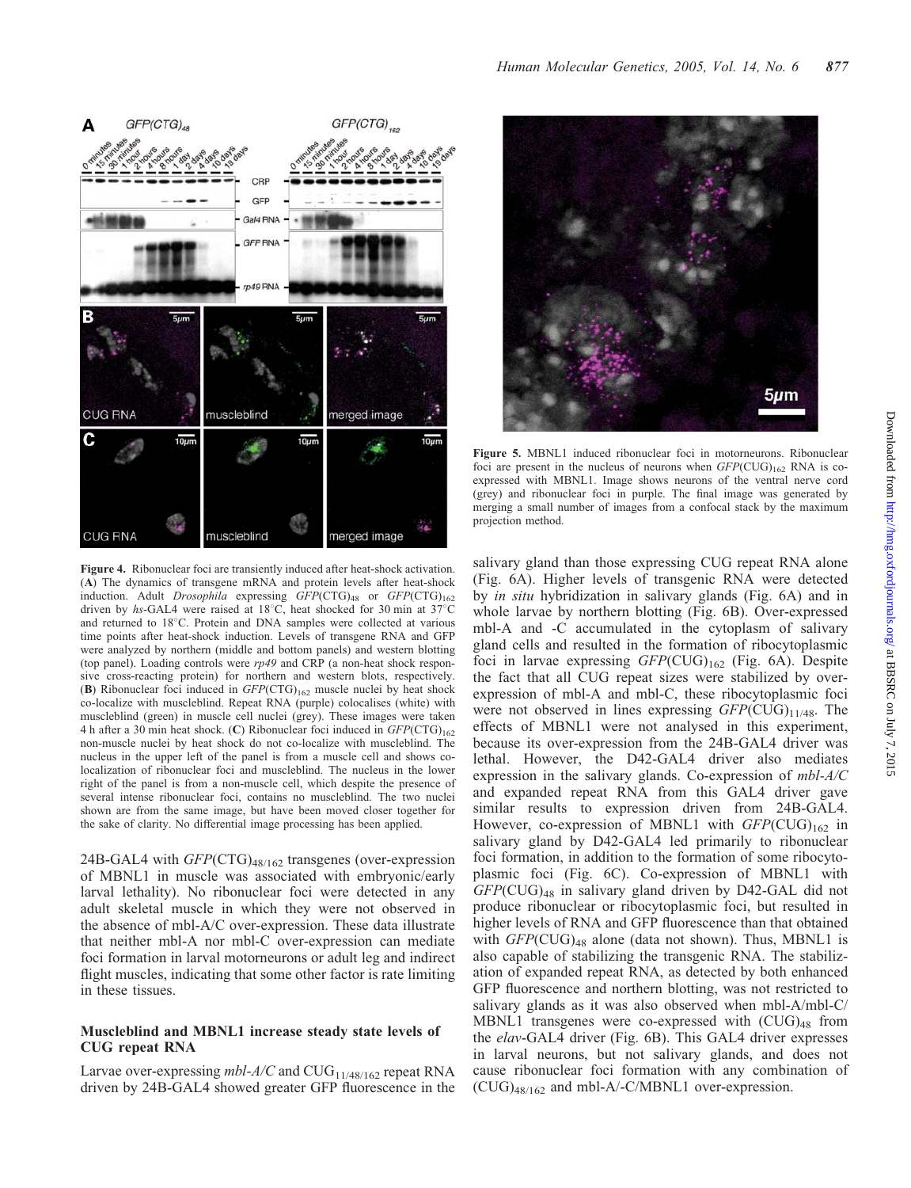**Figure 4.** Ribonuclear foci are transiently induced after heat-shock activation. (**A**) The dynamics of transgene mRNA and protein levels after heat-shock induction. Adult *Drosophila* expressing *GFP*(CTG)$_{48}$ or *GFP*(CTG)$_{162}$ driven by *hs*-GAL4 were raised at 18°C, heat shocked for 30 min at 37°C and returned to 18°C. Protein and DNA samples were collected at various time points after heat-shock induction. Levels of transgene RNA and GFP were analyzed by northern (middle and bottom panels) and western blotting (top panel). Loading controls were *rp49* and CRP (a non-heat shock responsive cross-reacting protein) for northern and western blots, respectively. (**B**) Ribonuclear foci induced in *GFP*(CTG)$_{162}$ muscle nuclei by heat shock co-localize with muscleblind. Repeat RNA (purple) colocalises (white) with muscleblind (green) in muscle cell nuclei (grey). These images were taken 4 h after a 30 min heat shock. (**C**) Ribonuclear foci induced in *GFP*(CTG)$_{162}$ non-muscle nuclei by heat shock do not co-localize with muscleblind. The nucleus in the upper left of the panel is from a muscle cell and shows co-localization of ribonuclear foci and muscleblind. The nucleus in the lower right of the panel is from a non-muscle cell, which despite the presence of several intense ribonuclear foci, contains no muscleblind. The two nuclei shown are from the same image, but have been moved closer together for the sake of clarity. No differential image processing has been applied.

**Figure 5.** MBNL1 induced ribonuclear foci in motorneurons. Ribonuclear foci are present in the nucleus of neurons when *GFP*(CUG)$_{162}$ RNA is co-expressed with MBNL1. Image shows neurons of the ventral nerve cord (grey) and ribonuclear foci in purple. The final image was generated by merging a small number of images from a confocal stack by the maximum projection method.

24B-GAL4 with *GFP*(CTG)$_{48/162}$ transgenes (over-expression of MBNL1 in muscle was associated with embryonic/early larval lethality). No ribonuclear foci were detected in any adult skeletal muscle in which they were not observed in the absence of mbl-A/C over-expression. These data illustrate that neither mbl-A nor mbl-C over-expression can mediate foci formation in larval motorneurons or adult leg and indirect flight muscles, indicating that some other factor is rate limiting in these tissues.

### Muscleblind and MBNL1 increase steady state levels of CUG repeat RNA

Larvae over-expressing *mbl-A/C* and CUG$_{11/48/162}$ repeat RNA driven by 24B-GAL4 showed greater GFP fluorescence in the salivary gland than those expressing CUG repeat RNA alone (Fig. 6A). Higher levels of transgenic RNA were detected by *in situ* hybridization in salivary glands (Fig. 6A) and in whole larvae by northern blotting (Fig. 6B). Over-expressed mbl-A and -C accumulated in the cytoplasm of salivary gland cells and resulted in the formation of ribocytoplasmic foci in larvae expressing *GFP*(CUG)$_{162}$ (Fig. 6A). Despite the fact that all CUG repeat sizes were stabilized by over-expression of mbl-A and mbl-C, these ribocytoplasmic foci were not observed in lines expressing *GFP*(CUG)$_{11/48}$. The effects of MBNL1 were not analysed in this experiment, because its over-expression from the 24B-GAL4 driver was lethal. However, the D42-GAL4 driver also mediates expression in the salivary glands. Co-expression of *mbl-A/C* and expanded repeat RNA from this GAL4 driver gave similar results to expression driven from 24B-GAL4. However, co-expression of MBNL1 with *GFP*(CUG)$_{162}$ in salivary gland by D42-GAL4 led primarily to ribonuclear foci formation, in addition to the formation of some ribocytoplasmic foci (Fig. 6C). Co-expression of MBNL1 with *GFP*(CUG)$_{48}$ in salivary gland driven by D42-GAL did not produce ribonuclear or ribocytoplasmic foci, but resulted in higher levels of RNA and GFP fluorescence than that obtained with *GFP*(CUG)$_{48}$ alone (data not shown). Thus, MBNL1 is also capable of stabilizing the transgenic RNA. The stabilization of expanded repeat RNA, as detected by both enhanced GFP fluorescence and northern blotting, was not restricted to salivary glands as it was also observed when mbl-A/mbl-C/MBNL1 transgenes were co-expressed with (CUG)$_{48}$ from the *elav*-GAL4 driver (Fig. 6B). This GAL4 driver expresses in larval neurons, but not salivary glands, and does not cause ribonuclear foci formation with any combination of (CUG)$_{48/162}$ and mbl-A/-C/MBNL1 over-expression.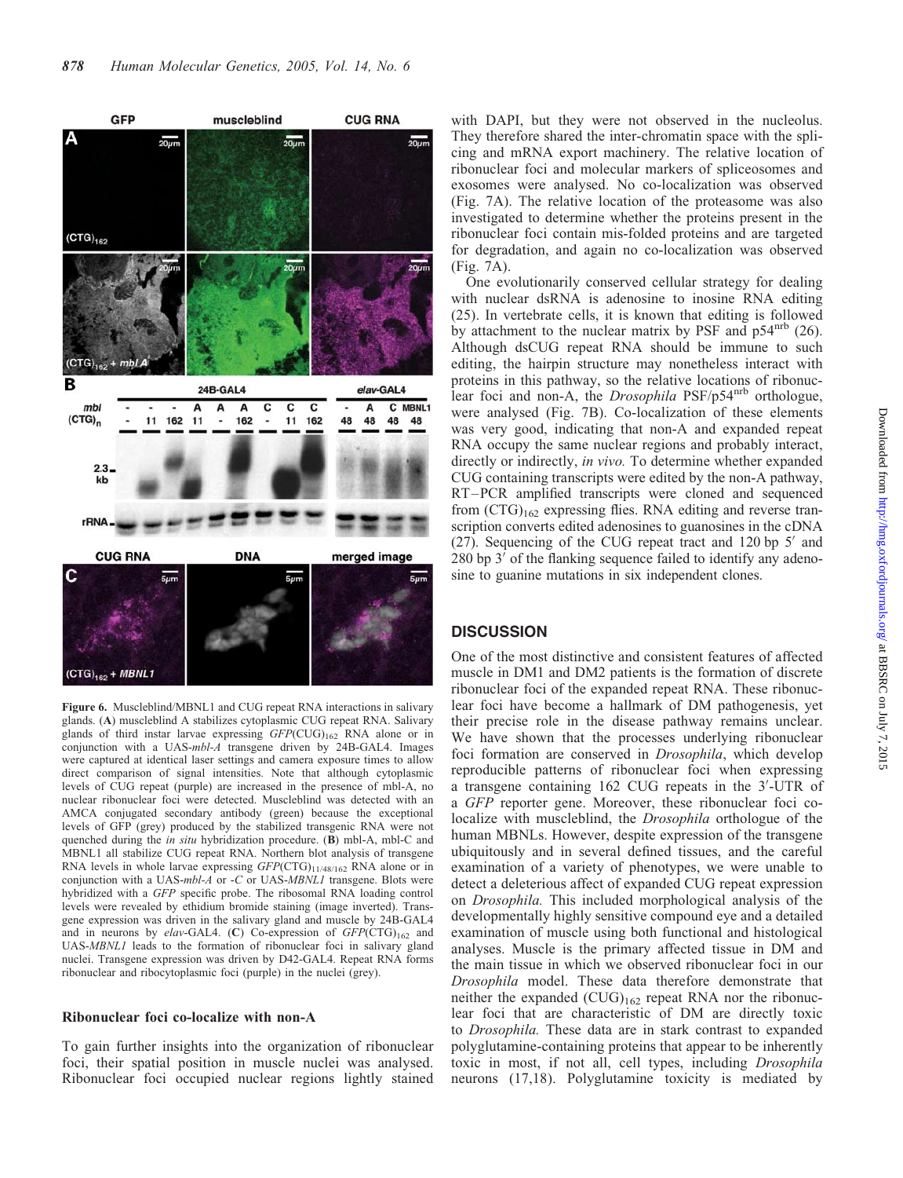**Figure 6.** Muscleblind/MBNL1 and CUG repeat RNA interactions in salivary glands. (**A**) muscleblind A stabilizes cytoplasmic CUG repeat RNA. Salivary glands of third instar larvae expressing *GFP*$(CUG)_{162}$ RNA alone or in conjunction with a UAS-*mbl-A* transgene driven by 24B-GAL4. Images were captured at identical laser settings and camera exposure times to allow direct comparison of signal intensities. Note that although cytoplasmic levels of CUG repeat (purple) are increased in the presence of mbl-A, no nuclear ribonuclear foci were detected. Muscleblind was detected with an AMCA conjugated secondary antibody (green) because the exceptional levels of GFP (grey) produced by the stabilized transgenic RNA were not quenched during the *in situ* hybridization procedure. (**B**) mbl-A, mbl-C and MBNL1 all stabilize CUG repeat RNA. Northern blot analysis of transgene RNA levels in whole larvae expressing *GFP*$(CTG)_{11/48/162}$ RNA alone or in conjunction with a UAS-*mbl-A* or *-C* or UAS-*MBNL1* transgene. Blots were hybridized with a *GFP* specific probe. The ribosomal RNA loading control levels were revealed by ethidium bromide staining (image inverted). Transgene expression was driven in the salivary gland and muscle by 24B-GAL4 and in neurons by *elav*-GAL4. (**C**) Co-expression of *GFP*$(CTG)_{162}$ and UAS-*MBNL1* leads to the formation of ribonuclear foci in salivary gland nuclei. Transgene expression was driven by D42-GAL4. Repeat RNA forms ribonuclear and ribocytoplasmic foci (purple) in the nuclei (grey).

### Ribonuclear foci co-localize with non-A

To gain further insights into the organization of ribonuclear foci, their spatial position in muscle nuclei was analysed. Ribonuclear foci occupied nuclear regions lightly stained with DAPI, but they were not observed in the nucleolus. They therefore shared the inter-chromatin space with the splicing and mRNA export machinery. The relative location of ribonuclear foci and molecular markers of spliceosomes and exosomes were analysed. No co-localization was observed (Fig. 7A). The relative location of the proteasome was also investigated to determine whether the proteins present in the ribonuclear foci contain mis-folded proteins and are targeted for degradation, and again no co-localization was observed (Fig. 7A).

One evolutionarily conserved cellular strategy for dealing with nuclear dsRNA is adenosine to inosine RNA editing (25). In vertebrate cells, it is known that editing is followed by attachment to the nuclear matrix by PSF and $p54^{nrb}$ (26). Although dsCUG repeat RNA should be immune to such editing, the hairpin structure may nonetheless interact with proteins in this pathway, so the relative locations of ribonuclear foci and non-A, the *Drosophila* PSF/$p54^{nrb}$ orthologue, were analysed (Fig. 7B). Co-localization of these elements was very good, indicating that non-A and expanded repeat RNA occupy the same nuclear regions and probably interact, directly or indirectly, *in vivo.* To determine whether expanded CUG containing transcripts were edited by the non-A pathway, RT–PCR amplified transcripts were cloned and sequenced from $(CTG)_{162}$ expressing flies. RNA editing and reverse transcription converts edited adenosines to guanosines in the cDNA (27). Sequencing of the CUG repeat tract and 120 bp 5′ and 280 bp 3′ of the flanking sequence failed to identify any adenosine to guanine mutations in six independent clones.

## DISCUSSION

One of the most distinctive and consistent features of affected muscle in DM1 and DM2 patients is the formation of discrete ribonuclear foci of the expanded repeat RNA. These ribonuclear foci have become a hallmark of DM pathogenesis, yet their precise role in the disease pathway remains unclear. We have shown that the processes underlying ribonuclear foci formation are conserved in *Drosophila*, which develop reproducible patterns of ribonuclear foci when expressing a transgene containing 162 CUG repeats in the 3′-UTR of a *GFP* reporter gene. Moreover, these ribonuclear foci co-localize with muscleblind, the *Drosophila* orthologue of the human MBNLs. However, despite expression of the transgene ubiquitously and in several defined tissues, and the careful examination of a variety of phenotypes, we were unable to detect a deleterious affect of expanded CUG repeat expression on *Drosophila.* This included morphological analysis of the developmentally highly sensitive compound eye and a detailed examination of muscle using both functional and histological analyses. Muscle is the primary affected tissue in DM and the main tissue in which we observed ribonuclear foci in our *Drosophila* model. These data therefore demonstrate that neither the expanded $(CUG)_{162}$ repeat RNA nor the ribonuclear foci that are characteristic of DM are directly toxic to *Drosophila.* These data are in stark contrast to expanded polyglutamine-containing proteins that appear to be inherently toxic in most, if not all, cell types, including *Drosophila* neurons (17,18). Polyglutamine toxicity is mediated by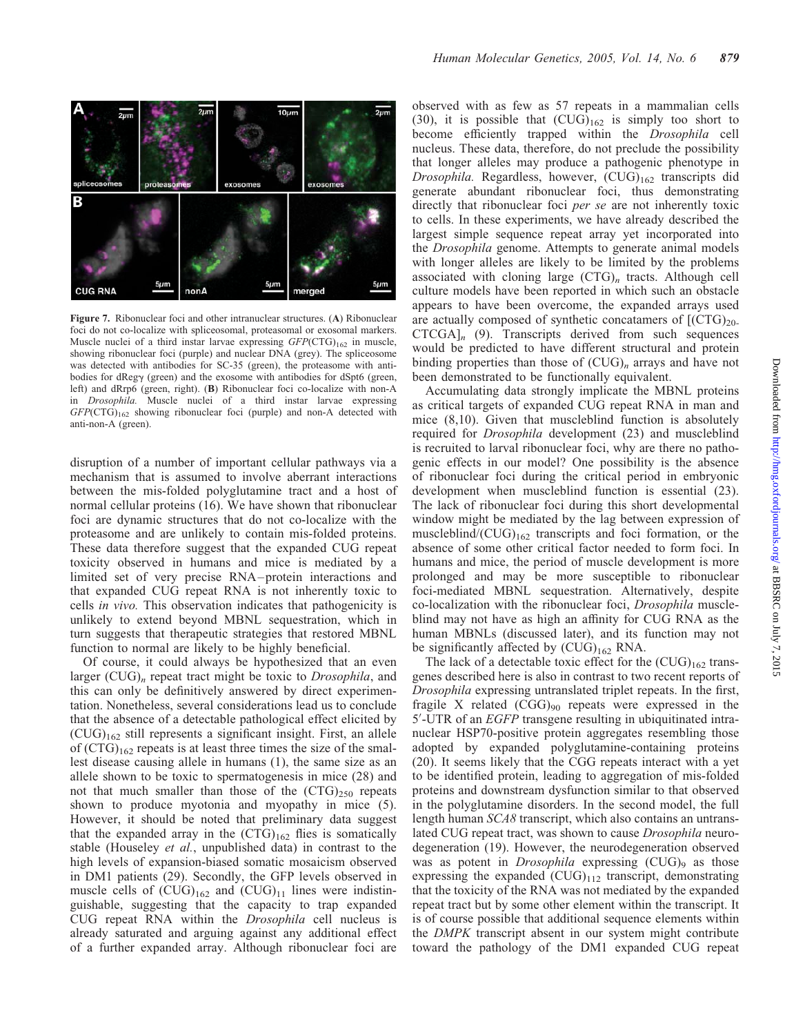Figure 7. Ribonuclear foci and other intranuclear structures. (A) Ribonuclear foci do not co-localize with spliceosomal, proteasomal or exosomal markers. Muscle nuclei of a third instar larvae expressing $GFP(CTG)_{162}$ in muscle, showing ribonuclear foci (purple) and nuclear DNA (grey). The spliceosome was detected with antibodies for SC-35 (green), the proteasome with antibodies for dRegγ (green) and the exosome with antibodies for dSpt6 (green, left) and dRrp6 (green, right). (B) Ribonuclear foci co-localize with non-A in *Drosophila.* Muscle nuclei of a third instar larvae expressing $GFP(CTG)_{162}$ showing ribonuclear foci (purple) and non-A detected with anti-non-A (green).

disruption of a number of important cellular pathways via a mechanism that is assumed to involve aberrant interactions between the mis-folded polyglutamine tract and a host of normal cellular proteins (16). We have shown that ribonuclear foci are dynamic structures that do not co-localize with the proteasome and are unlikely to contain mis-folded proteins. These data therefore suggest that the expanded CUG repeat toxicity observed in humans and mice is mediated by a limited set of very precise RNA–protein interactions and that expanded CUG repeat RNA is not inherently toxic to cells *in vivo.* This observation indicates that pathogenicity is unlikely to extend beyond MBNL sequestration, which in turn suggests that therapeutic strategies that restored MBNL function to normal are likely to be highly beneficial.

Of course, it could always be hypothesized that an even larger $(CUG)_n$ repeat tract might be toxic to *Drosophila*, and this can only be definitively answered by direct experimentation. Nonetheless, several considerations lead us to conclude that the absence of a detectable pathological effect elicited by $(CUG)_{162}$ still represents a significant insight. First, an allele of $(CTG)_{162}$ repeats is at least three times the size of the smallest disease causing allele in humans (1), the same size as an allele shown to be toxic to spermatogenesis in mice (28) and not that much smaller than those of the $(CTG)_{250}$ repeats shown to produce myotonia and myopathy in mice (5). However, it should be noted that preliminary data suggest that the expanded array in the $(CTG)_{162}$ flies is somatically stable (Houseley *et al.*, unpublished data) in contrast to the high levels of expansion-biased somatic mosaicism observed in DM1 patients (29). Secondly, the GFP levels observed in muscle cells of $(CUG)_{162}$ and $(CUG)_{11}$ lines were indistinguishable, suggesting that the capacity to trap expanded CUG repeat RNA within the *Drosophila* cell nucleus is already saturated and arguing against any additional effect of a further expanded array. Although ribonuclear foci are observed with as few as 57 repeats in a mammalian cells (30), it is possible that $(CUG)_{162}$ is simply too short to become efficiently trapped within the *Drosophila* cell nucleus. These data, therefore, do not preclude the possibility that longer alleles may produce a pathogenic phenotype in *Drosophila.* Regardless, however, $(CUG)_{162}$ transcripts did generate abundant ribonuclear foci, thus demonstrating directly that ribonuclear foci *per se* are not inherently toxic to cells. In these experiments, we have already described the largest simple sequence repeat array yet incorporated into the *Drosophila* genome. Attempts to generate animal models with longer alleles are likely to be limited by the problems associated with cloning large $(CTG)_n$ tracts. Although cell culture models have been reported in which such an obstacle appears to have been overcome, the expanded arrays used are actually composed of synthetic concatamers of $[(CTG)_{20}\text{-}CTCGA]_n$ (9). Transcripts derived from such sequences would be predicted to have different structural and protein binding properties than those of $(CUG)_n$ arrays and have not been demonstrated to be functionally equivalent.

Accumulating data strongly implicate the MBNL proteins as critical targets of expanded CUG repeat RNA in man and mice (8,10). Given that muscleblind function is absolutely required for *Drosophila* development (23) and muscleblind is recruited to larval ribonuclear foci, why are there no pathogenic effects in our model? One possibility is the absence of ribonuclear foci during the critical period in embryonic development when muscleblind function is essential (23). The lack of ribonuclear foci during this short developmental window might be mediated by the lag between expression of muscleblind/$(CUG)_{162}$ transcripts and foci formation, or the absence of some other critical factor needed to form foci. In humans and mice, the period of muscle development is more prolonged and may be more susceptible to ribonuclear foci-mediated MBNL sequestration. Alternatively, despite co-localization with the ribonuclear foci, *Drosophila* muscleblind may not have as high an affinity for CUG RNA as the human MBNLs (discussed later), and its function may not be significantly affected by $(CUG)_{162}$ RNA.

The lack of a detectable toxic effect for the $(CUG)_{162}$ transgenes described here is also in contrast to two recent reports of *Drosophila* expressing untranslated triplet repeats. In the first, fragile X related $(CGG)_{90}$ repeats were expressed in the 5′-UTR of an *EGFP* transgene resulting in ubiquitinated intranuclear HSP70-positive protein aggregates resembling those adopted by expanded polyglutamine-containing proteins (20). It seems likely that the CGG repeats interact with a yet to be identified protein, leading to aggregation of mis-folded proteins and downstream dysfunction similar to that observed in the polyglutamine disorders. In the second model, the full length human *SCA8* transcript, which also contains an untranslated CUG repeat tract, was shown to cause *Drosophila* neurodegeneration (19). However, the neurodegeneration observed was as potent in *Drosophila* expressing $(CUG)_9$ as those expressing the expanded $(CUG)_{112}$ transcript, demonstrating that the toxicity of the RNA was not mediated by the expanded repeat tract but by some other element within the transcript. It is of course possible that additional sequence elements within the *DMPK* transcript absent in our system might contribute toward the pathology of the DM1 expanded CUG repeat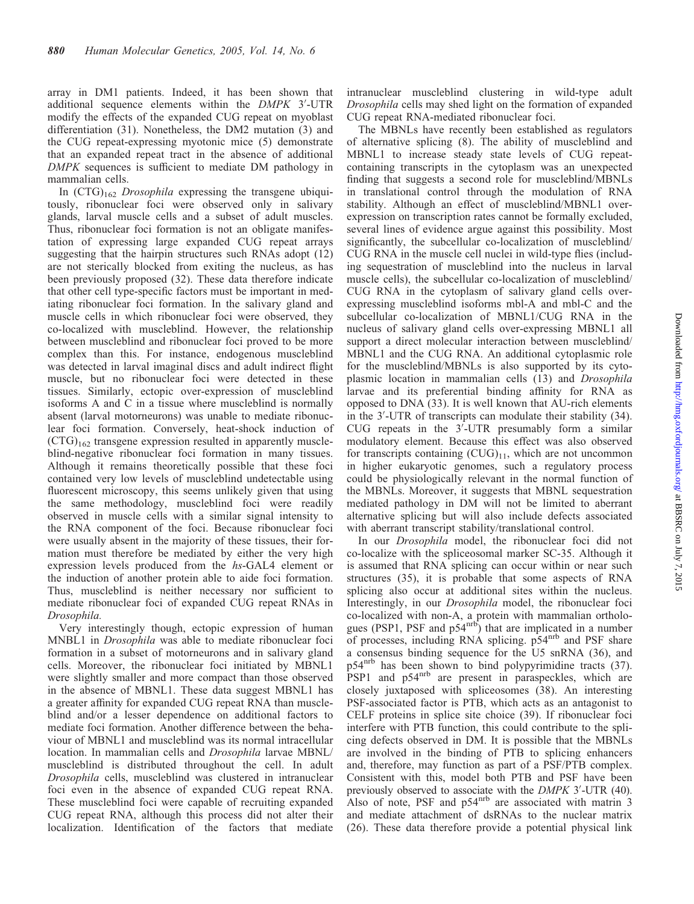array in DM1 patients. Indeed, it has been shown that additional sequence elements within the *DMPK* 3′-UTR modify the effects of the expanded CUG repeat on myoblast differentiation (31). Nonetheless, the DM2 mutation (3) and the CUG repeat-expressing myotonic mice (5) demonstrate that an expanded repeat tract in the absence of additional *DMPK* sequences is sufficient to mediate DM pathology in mammalian cells.

In $(CTG)_{162}$ *Drosophila* expressing the transgene ubiquitously, ribonuclear foci were observed only in salivary glands, larval muscle cells and a subset of adult muscles. Thus, ribonuclear foci formation is not an obligate manifestation of expressing large expanded CUG repeat arrays suggesting that the hairpin structures such RNAs adopt (12) are not sterically blocked from exiting the nucleus, as has been previously proposed (32). These data therefore indicate that other cell type-specific factors must be important in mediating ribonuclear foci formation. In the salivary gland and muscle cells in which ribonuclear foci were observed, they co-localized with muscleblind. However, the relationship between muscleblind and ribonuclear foci proved to be more complex than this. For instance, endogenous muscleblind was detected in larval imaginal discs and adult indirect flight muscle, but no ribonuclear foci were detected in these tissues. Similarly, ectopic over-expression of muscleblind isoforms A and C in a tissue where muscleblind is normally absent (larval motorneurons) was unable to mediate ribonuclear foci formation. Conversely, heat-shock induction of $(CTG)_{162}$ transgene expression resulted in apparently muscleblind-negative ribonuclear foci formation in many tissues. Although it remains theoretically possible that these foci contained very low levels of muscleblind undetectable using fluorescent microscopy, this seems unlikely given that using the same methodology, muscleblind foci were readily observed in muscle cells with a similar signal intensity to the RNA component of the foci. Because ribonuclear foci were usually absent in the majority of these tissues, their formation must therefore be mediated by either the very high expression levels produced from the *hs*-GAL4 element or the induction of another protein able to aide foci formation. Thus, muscleblind is neither necessary nor sufficient to mediate ribonuclear foci of expanded CUG repeat RNAs in *Drosophila.*

Very interestingly though, ectopic expression of human MNBL1 in *Drosophila* was able to mediate ribonuclear foci formation in a subset of motorneurons and in salivary gland cells. Moreover, the ribonuclear foci initiated by MBNL1 were slightly smaller and more compact than those observed in the absence of MBNL1. These data suggest MBNL1 has a greater affinity for expanded CUG repeat RNA than muscleblind and/or a lesser dependence on additional factors to mediate foci formation. Another difference between the behaviour of MBNL1 and muscleblind was its normal intracellular location. In mammalian cells and *Drosophila* larvae MBNL/muscleblind is distributed throughout the cell. In adult *Drosophila* cells, muscleblind was clustered in intranuclear foci even in the absence of expanded CUG repeat RNA. These muscleblind foci were capable of recruiting expanded CUG repeat RNA, although this process did not alter their localization. Identification of the factors that mediate intranuclear muscleblind clustering in wild-type adult *Drosophila* cells may shed light on the formation of expanded CUG repeat RNA-mediated ribonuclear foci.

The MBNLs have recently been established as regulators of alternative splicing (8). The ability of muscleblind and MBNL1 to increase steady state levels of CUG repeat-containing transcripts in the cytoplasm was an unexpected finding that suggests a second role for muscleblind/MBNLs in translational control through the modulation of RNA stability. Although an effect of muscleblind/MBNL1 over-expression on transcription rates cannot be formally excluded, several lines of evidence argue against this possibility. Most significantly, the subcellular co-localization of muscleblind/CUG RNA in the muscle cell nuclei in wild-type flies (including sequestration of muscleblind into the nucleus in larval muscle cells), the subcellular co-localization of muscleblind/CUG RNA in the cytoplasm of salivary gland cells over-expressing muscleblind isoforms mbl-A and mbl-C and the subcellular co-localization of MBNL1/CUG RNA in the nucleus of salivary gland cells over-expressing MBNL1 all support a direct molecular interaction between muscleblind/MBNL1 and the CUG RNA. An additional cytoplasmic role for the muscleblind/MBNLs is also supported by its cytoplasmic location in mammalian cells (13) and *Drosophila* larvae and its preferential binding affinity for RNA as opposed to DNA (33). It is well known that AU-rich elements in the 3′-UTR of transcripts can modulate their stability (34). CUG repeats in the 3′-UTR presumably form a similar modulatory element. Because this effect was also observed for transcripts containing $(CUG)_{11}$, which are not uncommon in higher eukaryotic genomes, such a regulatory process could be physiologically relevant in the normal function of the MBNLs. Moreover, it suggests that MBNL sequestration mediated pathology in DM will not be limited to aberrant alternative splicing but will also include defects associated with aberrant transcript stability/translational control.

In our *Drosophila* model, the ribonuclear foci did not co-localize with the spliceosomal marker SC-35. Although it is assumed that RNA splicing can occur within or near such structures (35), it is probable that some aspects of RNA splicing also occur at additional sites within the nucleus. Interestingly, in our *Drosophila* model, the ribonuclear foci co-localized with non-A, a protein with mammalian orthologues (PSP1, PSF and $p54^{nrb}$) that are implicated in a number of processes, including RNA splicing. $p54^{nrb}$ and PSF share a consensus binding sequence for the U5 snRNA (36), and $p54^{nrb}$ has been shown to bind polypyrimidine tracts (37). PSP1 and $p54^{nrb}$ are present in paraspeckles, which are closely juxtaposed with spliceosomes (38). An interesting PSF-associated factor is PTB, which acts as an antagonist to CELF proteins in splice site choice (39). If ribonuclear foci interfere with PTB function, this could contribute to the splicing defects observed in DM. It is possible that the MBNLs are involved in the binding of PTB to splicing enhancers and, therefore, may function as part of a PSF/PTB complex. Consistent with this, model both PTB and PSF have been previously observed to associate with the *DMPK* 3′-UTR (40). Also of note, PSF and $p54^{nrb}$ are associated with matrin 3 and mediate attachment of dsRNAs to the nuclear matrix (26). These data therefore provide a potential physical link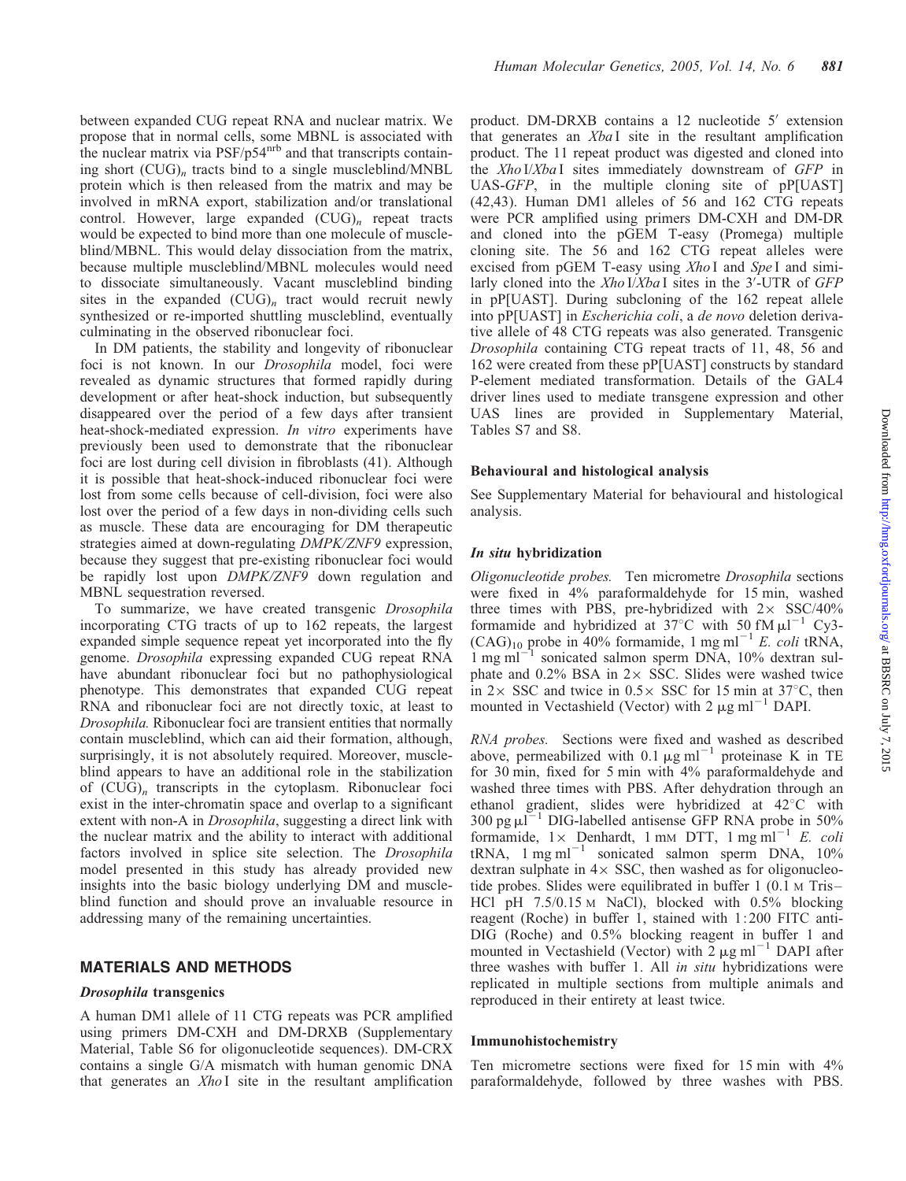between expanded CUG repeat RNA and nuclear matrix. We propose that in normal cells, some MBNL is associated with the nuclear matrix via PSF/p54[nrb] and that transcripts containing short $(CUG)_n$ tracts bind to a single muscleblind/MNBL protein which is then released from the matrix and may be involved in mRNA export, stabilization and/or translational control. However, large expanded $(CUG)_n$ repeat tracts would be expected to bind more than one molecule of muscleblind/MBNL. This would delay dissociation from the matrix, because multiple muscleblind/MBNL molecules would need to dissociate simultaneously. Vacant muscleblind binding sites in the expanded $(CUG)_n$ tract would recruit newly synthesized or re-imported shuttling muscleblind, eventually culminating in the observed ribonuclear foci.

In DM patients, the stability and longevity of ribonuclear foci is not known. In our *Drosophila* model, foci were revealed as dynamic structures that formed rapidly during development or after heat-shock induction, but subsequently disappeared over the period of a few days after transient heat-shock-mediated expression. *In vitro* experiments have previously been used to demonstrate that the ribonuclear foci are lost during cell division in fibroblasts (41). Although it is possible that heat-shock-induced ribonuclear foci were lost from some cells because of cell-division, foci were also lost over the period of a few days in non-dividing cells such as muscle. These data are encouraging for DM therapeutic strategies aimed at down-regulating *DMPK/ZNF9* expression, because they suggest that pre-existing ribonuclear foci would be rapidly lost upon *DMPK/ZNF9* down regulation and MBNL sequestration reversed.

To summarize, we have created transgenic *Drosophila* incorporating CTG tracts of up to 162 repeats, the largest expanded simple sequence repeat yet incorporated into the fly genome. *Drosophila* expressing expanded CUG repeat RNA have abundant ribonuclear foci but no pathophysiological phenotype. This demonstrates that expanded CUG repeat RNA and ribonuclear foci are not directly toxic, at least to *Drosophila*. Ribonuclear foci are transient entities that normally contain muscleblind, which can aid their formation, although, surprisingly, it is not absolutely required. Moreover, muscleblind appears to have an additional role in the stabilization of $(CUG)_n$ transcripts in the cytoplasm. Ribonuclear foci exist in the inter-chromatin space and overlap to a significant extent with non-A in *Drosophila*, suggesting a direct link with the nuclear matrix and the ability to interact with additional factors involved in splice site selection. The *Drosophila* model presented in this study has already provided new insights into the basic biology underlying DM and muscleblind function and should prove an invaluable resource in addressing many of the remaining uncertainties.

## MATERIALS AND METHODS

### *Drosophila* transgenics

A human DM1 allele of 11 CTG repeats was PCR amplified using primers DM-CXH and DM-DRXB (Supplementary Material, Table S6 for oligonucleotide sequences). DM-CRX contains a single G/A mismatch with human genomic DNA that generates an *Xho* I site in the resultant amplification product. DM-DRXB contains a 12 nucleotide 5′ extension that generates an *Xba* I site in the resultant amplification product. The 11 repeat product was digested and cloned into the *Xho* I/*Xba* I sites immediately downstream of *GFP* in UAS-*GFP*, in the multiple cloning site of pP[UAST] (42,43). Human DM1 alleles of 56 and 162 CTG repeats were PCR amplified using primers DM-CXH and DM-DR and cloned into the pGEM T-easy (Promega) multiple cloning site. The 56 and 162 CTG repeat alleles were excised from pGEM T-easy using *Xho* I and *Spe* I and similarly cloned into the *Xho* I/*Xba* I sites in the 3′-UTR of *GFP* in pP[UAST]. During subcloning of the 162 repeat allele into pP[UAST] in *Escherichia coli*, a *de novo* deletion derivative allele of 48 CTG repeats was also generated. Transgenic *Drosophila* containing CTG repeat tracts of 11, 48, 56 and 162 were created from these pP[UAST] constructs by standard P-element mediated transformation. Details of the GAL4 driver lines used to mediate transgene expression and other UAS lines are provided in Supplementary Material, Tables S7 and S8.

### Behavioural and histological analysis

See Supplementary Material for behavioural and histological analysis.

### *In situ* hybridization

*Oligonucleotide probes.* Ten micrometre *Drosophila* sections were fixed in 4% paraformaldehyde for 15 min, washed three times with PBS, pre-hybridized with 2× SSC/40% formamide and hybridized at 37°C with 50 fM $\mu l^{-1}$ Cy3-$(CAG)_{10}$ probe in 40% formamide, 1 mg $ml^{-1}$ *E. coli* tRNA, 1 mg $ml^{-1}$ sonicated salmon sperm DNA, 10% dextran sulphate and 0.2% BSA in 2× SSC. Slides were washed twice in 2× SSC and twice in 0.5× SSC for 15 min at 37°C, then mounted in Vectashield (Vector) with 2 $\mu g\ ml^{-1}$ DAPI.

*RNA probes.* Sections were fixed and washed as described above, permeabilized with 0.1 $\mu g\ ml^{-1}$ proteinase K in TE for 30 min, fixed for 5 min with 4% paraformaldehyde and washed three times with PBS. After dehydration through an ethanol gradient, slides were hybridized at 42°C with 300 pg $\mu l^{-1}$ DIG-labelled antisense GFP RNA probe in 50% formamide, 1× Denhardt, 1 mM DTT, 1 mg $ml^{-1}$ *E. coli* tRNA, 1 mg $ml^{-1}$ sonicated salmon sperm DNA, 10% dextran sulphate in 4× SSC, then washed as for oligonucleotide probes. Slides were equilibrated in buffer 1 (0.1 M Tris–HCl pH 7.5/0.15 M NaCl), blocked with 0.5% blocking reagent (Roche) in buffer 1, stained with 1:200 FITC anti-DIG (Roche) and 0.5% blocking reagent in buffer 1 and mounted in Vectashield (Vector) with 2 $\mu g\ ml^{-1}$ DAPI after three washes with buffer 1. All *in situ* hybridizations were replicated in multiple sections from multiple animals and reproduced in their entirety at least twice.

### Immunohistochemistry

Ten micrometre sections were fixed for 15 min with 4% paraformaldehyde, followed by three washes with PBS.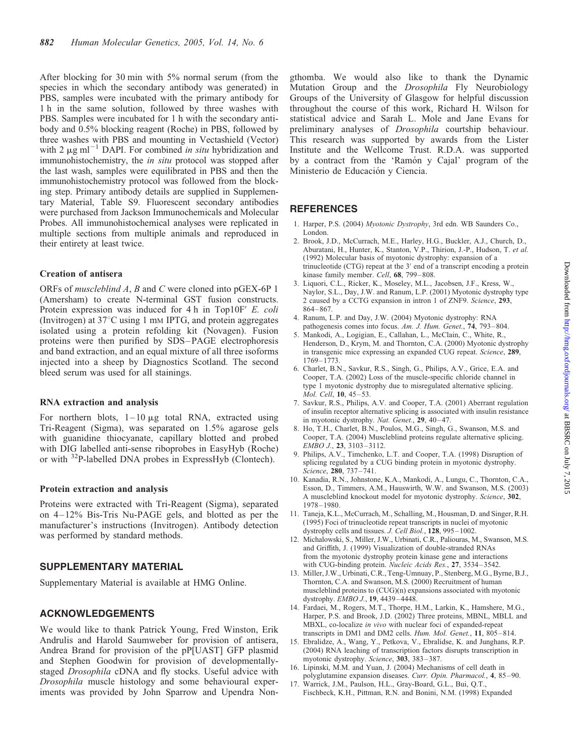After blocking for 30 min with 5% normal serum (from the species in which the secondary antibody was generated) in PBS, samples were incubated with the primary antibody for 1 h in the same solution, followed by three washes with PBS. Samples were incubated for 1 h with the secondary antibody and 0.5% blocking reagent (Roche) in PBS, followed by three washes with PBS and mounting in Vectashield (Vector) with 2 $\mu g\ ml^{-1}$ DAPI. For combined *in situ* hybridization and immunohistochemistry, the *in situ* protocol was stopped after the last wash, samples were equilibrated in PBS and then the immunohistochemistry protocol was followed from the blocking step. Primary antibody details are supplied in Supplementary Material, Table S9. Fluorescent secondary antibodies were purchased from Jackson Immunochemicals and Molecular Probes. All immunohistochemical analyses were replicated in multiple sections from multiple animals and reproduced in their entirety at least twice.

### Creation of antisera

ORFs of *muscleblind A*, *B* and *C* were cloned into pGEX-6P 1 (Amersham) to create N-terminal GST fusion constructs. Protein expression was induced for 4 h in Top10F′ *E. coli* (Invitrogen) at 37°C using 1 mM IPTG, and protein aggregates isolated using a protein refolding kit (Novagen). Fusion proteins were then purified by SDS–PAGE electrophoresis and band extraction, and an equal mixture of all three isoforms injected into a sheep by Diagnostics Scotland. The second bleed serum was used for all stainings.

### RNA extraction and analysis

For northern blots, 1–10 μg total RNA, extracted using Tri-Reagent (Sigma), was separated on 1.5% agarose gels with guanidine thiocyanate, capillary blotted and probed with DIG labelled anti-sense riboprobes in EasyHyb (Roche) or with $^{32}P$-labelled DNA probes in ExpressHyb (Clontech).

### Protein extraction and analysis

Proteins were extracted with Tri-Reagent (Sigma), separated on 4–12% Bis-Tris Nu-PAGE gels, and blotted as per the manufacturer's instructions (Invitrogen). Antibody detection was performed by standard methods.

## SUPPLEMENTARY MATERIAL

Supplementary Material is available at HMG Online.

## ACKNOWLEDGEMENTS

We would like to thank Patrick Young, Fred Winston, Erik Andrulis and Harold Saumweber for provision of antisera, Andrea Brand for provision of the pP[UAST] GFP plasmid and Stephen Goodwin for provision of developmentally-staged *Drosophila* cDNA and fly stocks. Useful advice with *Drosophila* muscle histology and some behavioural experiments was provided by John Sparrow and Upendra Nongthomba. We would also like to thank the Dynamic Mutation Group and the *Drosophila* Fly Neurobiology Groups of the University of Glasgow for helpful discussion throughout the course of this work, Richard H. Wilson for statistical advice and Sarah L. Mole and Jane Evans for preliminary analyses of *Drosophila* courtship behaviour. This research was supported by awards from the Lister Institute and the Wellcome Trust. R.D.A. was supported by a contract from the 'Ramón y Cajal' program of the Ministerio de Educación y Ciencia.

## REFERENCES

1. Harper, P.S. (2004) *Myotonic Dystrophy*, 3rd edn. WB Saunders Co., London.
2. Brook, J.D., McCurrach, M.E., Harley, H.G., Buckler, A.J., Church, D., Aburatani, H., Hunter, K., Stanton, V.P., Thirion, J.-P., Hudson, T. *et al.* (1992) Molecular basis of myotonic dystrophy: expansion of a trinucleotide (CTG) repeat at the 3′ end of a transcript encoding a protein kinase family member. *Cell*, **68**, 799–808.
3. Liquori, C.L., Ricker, K., Moseley, M.L., Jacobsen, J.F., Kress, W., Naylor, S.L., Day, J.W. and Ranum, L.P. (2001) Myotonic dystrophy type 2 caused by a CCTG expansion in intron 1 of ZNF9. *Science*, **293**, 864–867.
4. Ranum, L.P. and Day, J.W. (2004) Myotonic dystrophy: RNA pathogenesis comes into focus. *Am. J. Hum. Genet.*, **74**, 793–804.
5. Mankodi, A., Logigian, E., Callahan, L., McClain, C., White, R., Henderson, D., Krym, M. and Thornton, C.A. (2000) Myotonic dystrophy in transgenic mice expressing an expanded CUG repeat. *Science*, **289**, 1769–1773.
6. Charlet, B.N., Savkur, R.S., Singh, G., Philips, A.V., Grice, E.A. and Cooper, T.A. (2002) Loss of the muscle-specific chloride channel in type 1 myotonic dystrophy due to misregulated alternative splicing. *Mol. Cell*, **10**, 45–53.
7. Savkur, R.S., Philips, A.V. and Cooper, T.A. (2001) Aberrant regulation of insulin receptor alternative splicing is associated with insulin resistance in myotonic dystrophy. *Nat. Genet.*, **29**, 40–47.
8. Ho, T.H., Charlet, B.N., Poulos, M.G., Singh, G., Swanson, M.S. and Cooper, T.A. (2004) Muscleblind proteins regulate alternative splicing. *EMBO J.*, **23**, 3103–3112.
9. Philips, A.V., Timchenko, L.T. and Cooper, T.A. (1998) Disruption of splicing regulated by a CUG binding protein in myotonic dystrophy. *Science*, **280**, 737–741.
10. Kanadia, R.N., Johnstone, K.A., Mankodi, A., Lungu, C., Thornton, C.A., Esson, D., Timmers, A.M., Hauswirth, W.W. and Swanson, M.S. (2003) A muscleblind knockout model for myotonic dystrophy. *Science*, **302**, 1978–1980.
11. Taneja, K.L., McCurrach, M., Schalling, M., Housman, D. and Singer, R.H. (1995) Foci of trinucleotide repeat transcripts in nuclei of myotonic dystrophy cells and tissues. *J. Cell Biol.*, **128**, 995–1002.
12. Michalowski, S., Miller, J.W., Urbinati, C.R., Paliouras, M., Swanson, M.S. and Griffith, J. (1999) Visualization of double-stranded RNAs from the myotonic dystrophy protein kinase gene and interactions with CUG-binding protein. *Nucleic Acids Res.*, **27**, 3534–3542.
13. Miller, J.W., Urbinati, C.R., Teng-Umnuay, P., Stenberg, M.G., Byrne, B.J., Thornton, C.A. and Swanson, M.S. (2000) Recruitment of human muscleblind proteins to (CUG)(n) expansions associated with myotonic dystrophy. *EMBO J.*, **19**, 4439–4448.
14. Fardaei, M., Rogers, M.T., Thorpe, H.M., Larkin, K., Hamshere, M.G., Harper, P.S. and Brook, J.D. (2002) Three proteins, MBNL, MBLL and MBXL, co-localize *in vivo* with nuclear foci of expanded-repeat transcripts in DM1 and DM2 cells. *Hum. Mol. Genet.*, **11**, 805–814.
15. Ebralidze, A., Wang, Y., Petkova, V., Ebralidse, K. and Junghans, R.P. (2004) RNA leaching of transcription factors disrupts transcription in myotonic dystrophy. *Science*, **303**, 383–387.
16. Lipinski, M.M. and Yuan, J. (2004) Mechanisms of cell death in polyglutamine expansion diseases. *Curr. Opin. Pharmacol.*, **4**, 85–90.
17. Warrick, J.M., Paulson, H.L., Gray-Board, G.L., Bui, Q.T., Fischbeck, K.H., Pittman, R.N. and Bonini, N.M. (1998) Expanded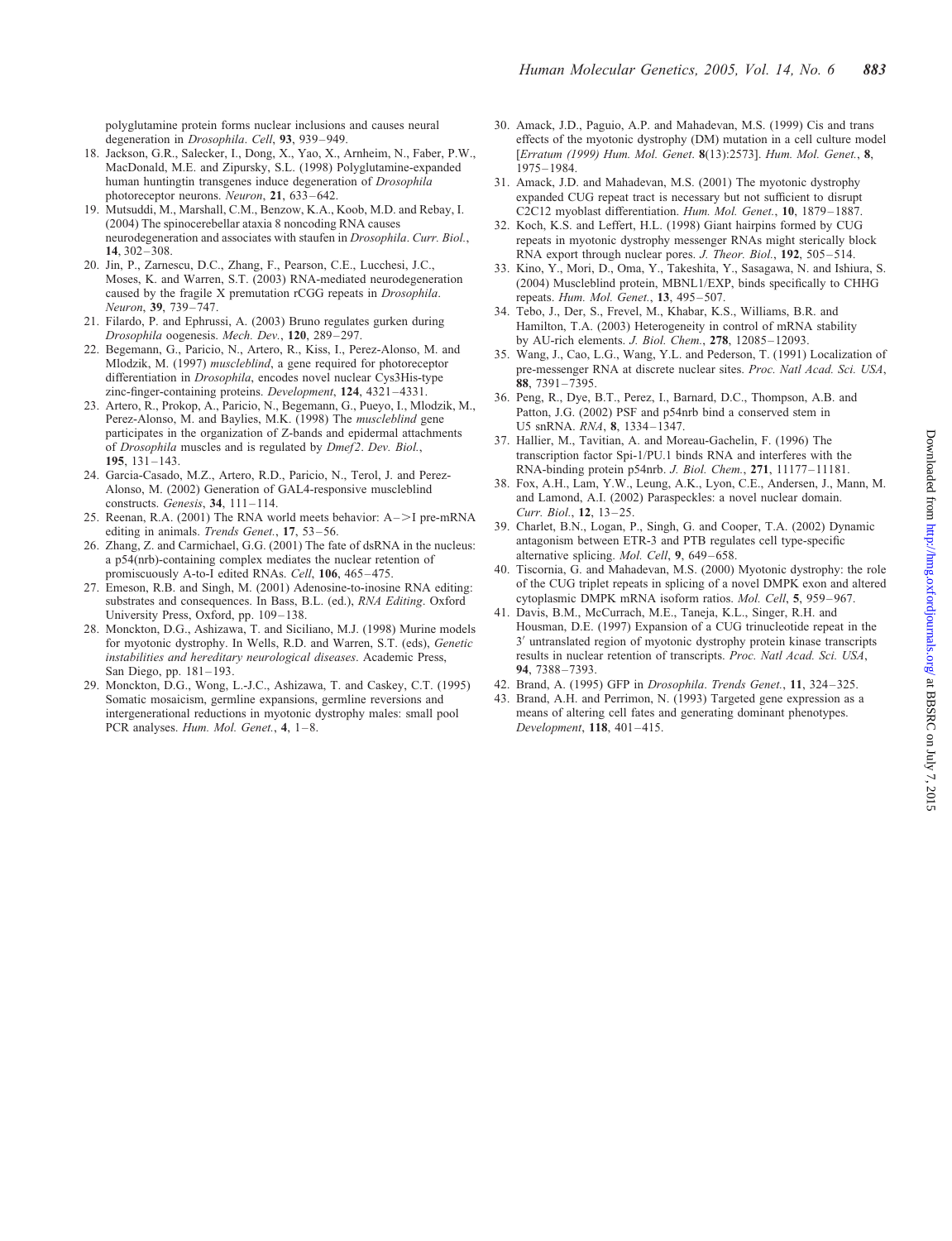polyglutamine protein forms nuclear inclusions and causes neural degeneration in *Drosophila*. *Cell*, **93**, 939–949.

18. Jackson, G.R., Salecker, I., Dong, X., Yao, X., Arnheim, N., Faber, P.W., MacDonald, M.E. and Zipursky, S.L. (1998) Polyglutamine-expanded human huntingtin transgenes induce degeneration of *Drosophila* photoreceptor neurons. *Neuron*, **21**, 633–642.
19. Mutsuddi, M., Marshall, C.M., Benzow, K.A., Koob, M.D. and Rebay, I. (2004) The spinocerebellar ataxia 8 noncoding RNA causes neurodegeneration and associates with staufen in *Drosophila*. *Curr. Biol.*, **14**, 302–308.
20. Jin, P., Zarnescu, D.C., Zhang, F., Pearson, C.E., Lucchesi, J.C., Moses, K. and Warren, S.T. (2003) RNA-mediated neurodegeneration caused by the fragile X premutation rCGG repeats in *Drosophila*. *Neuron*, **39**, 739–747.
21. Filardo, P. and Ephrussi, A. (2003) Bruno regulates gurken during *Drosophila* oogenesis. *Mech. Dev.*, **120**, 289–297.
22. Begemann, G., Paricio, N., Artero, R., Kiss, I., Perez-Alonso, M. and Mlodzik, M. (1997) *muscleblind*, a gene required for photoreceptor differentiation in *Drosophila*, encodes novel nuclear Cys3His-type zinc-finger-containing proteins. *Development*, **124**, 4321–4331.
23. Artero, R., Prokop, A., Paricio, N., Begemann, G., Pueyo, I., Mlodzik, M., Perez-Alonso, M. and Baylies, M.K. (1998) The *muscleblind* gene participates in the organization of Z-bands and epidermal attachments of *Drosophila* muscles and is regulated by *Dmef2*. *Dev. Biol.*, **195**, 131–143.
24. Garcia-Casado, M.Z., Artero, R.D., Paricio, N., Terol, J. and Perez-Alonso, M. (2002) Generation of GAL4-responsive muscleblind constructs. *Genesis*, **34**, 111–114.
25. Reenan, R.A. (2001) The RNA world meets behavior: A–>I pre-mRNA editing in animals. *Trends Genet.*, **17**, 53–56.
26. Zhang, Z. and Carmichael, G.G. (2001) The fate of dsRNA in the nucleus: a p54(nrb)-containing complex mediates the nuclear retention of promiscuously A-to-I edited RNAs. *Cell*, **106**, 465–475.
27. Emeson, R.B. and Singh, M. (2001) Adenosine-to-inosine RNA editing: substrates and consequences. In Bass, B.L. (ed.), *RNA Editing*. Oxford University Press, Oxford, pp. 109–138.
28. Monckton, D.G., Ashizawa, T. and Siciliano, M.J. (1998) Murine models for myotonic dystrophy. In Wells, R.D. and Warren, S.T. (eds), *Genetic instabilities and hereditary neurological diseases*. Academic Press, San Diego, pp. 181–193.
29. Monckton, D.G., Wong, L.-J.C., Ashizawa, T. and Caskey, C.T. (1995) Somatic mosaicism, germline expansions, germline reversions and intergenerational reductions in myotonic dystrophy males: small pool PCR analyses. *Hum. Mol. Genet.*, **4**, 1–8.
30. Amack, J.D., Paguio, A.P. and Mahadevan, M.S. (1999) Cis and trans effects of the myotonic dystrophy (DM) mutation in a cell culture model [*Erratum (1999) Hum. Mol. Genet*. **8**(13):2573]. *Hum. Mol. Genet.*, **8**, 1975–1984.
31. Amack, J.D. and Mahadevan, M.S. (2001) The myotonic dystrophy expanded CUG repeat tract is necessary but not sufficient to disrupt C2C12 myoblast differentiation. *Hum. Mol. Genet.*, **10**, 1879–1887.
32. Koch, K.S. and Leffert, H.L. (1998) Giant hairpins formed by CUG repeats in myotonic dystrophy messenger RNAs might sterically block RNA export through nuclear pores. *J. Theor. Biol.*, **192**, 505–514.
33. Kino, Y., Mori, D., Oma, Y., Takeshita, Y., Sasagawa, N. and Ishiura, S. (2004) Muscleblind protein, MBNL1/EXP, binds specifically to CHHG repeats. *Hum. Mol. Genet.*, **13**, 495–507.
34. Tebo, J., Der, S., Frevel, M., Khabar, K.S., Williams, B.R. and Hamilton, T.A. (2003) Heterogeneity in control of mRNA stability by AU-rich elements. *J. Biol. Chem.*, **278**, 12085–12093.
35. Wang, J., Cao, L.G., Wang, Y.L. and Pederson, T. (1991) Localization of pre-messenger RNA at discrete nuclear sites. *Proc. Natl Acad. Sci. USA*, **88**, 7391–7395.
36. Peng, R., Dye, B.T., Perez, I., Barnard, D.C., Thompson, A.B. and Patton, J.G. (2002) PSF and p54nrb bind a conserved stem in U5 snRNA. *RNA*, **8**, 1334–1347.
37. Hallier, M., Tavitian, A. and Moreau-Gachelin, F. (1996) The transcription factor Spi-1/PU.1 binds RNA and interferes with the RNA-binding protein p54nrb. *J. Biol. Chem.*, **271**, 11177–11181.
38. Fox, A.H., Lam, Y.W., Leung, A.K., Lyon, C.E., Andersen, J., Mann, M. and Lamond, A.I. (2002) Paraspeckles: a novel nuclear domain. *Curr. Biol.*, **12**, 13–25.
39. Charlet, B.N., Logan, P., Singh, G. and Cooper, T.A. (2002) Dynamic antagonism between ETR-3 and PTB regulates cell type-specific alternative splicing. *Mol. Cell*, **9**, 649–658.
40. Tiscornia, G. and Mahadevan, M.S. (2000) Myotonic dystrophy: the role of the CUG triplet repeats in splicing of a novel DMPK exon and altered cytoplasmic DMPK mRNA isoform ratios. *Mol. Cell*, **5**, 959–967.
41. Davis, B.M., McCurrach, M.E., Taneja, K.L., Singer, R.H. and Housman, D.E. (1997) Expansion of a CUG trinucleotide repeat in the 3′ untranslated region of myotonic dystrophy protein kinase transcripts results in nuclear retention of transcripts. *Proc. Natl Acad. Sci. USA*, **94**, 7388–7393.
42. Brand, A. (1995) GFP in *Drosophila*. *Trends Genet.*, **11**, 324–325.
43. Brand, A.H. and Perrimon, N. (1993) Targeted gene expression as a means of altering cell fates and generating dominant phenotypes. *Development*, **118**, 401–415.